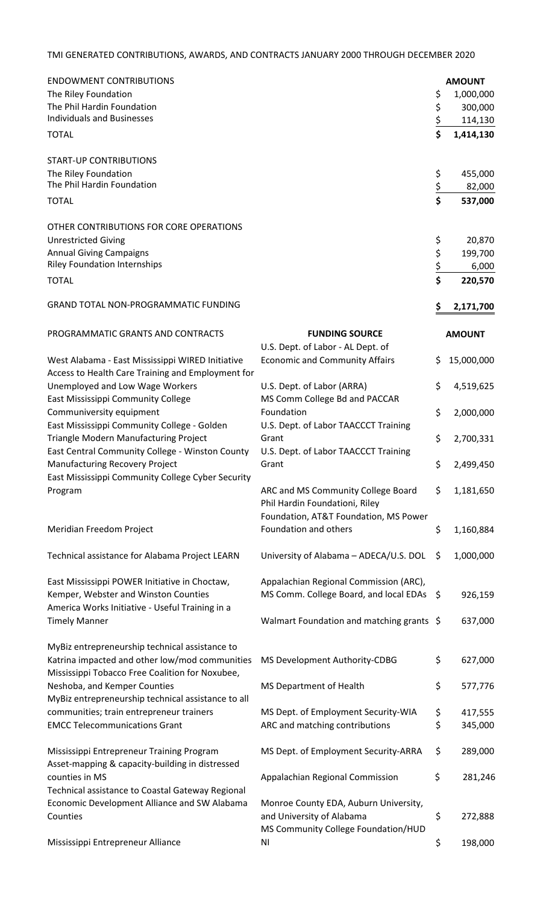TMI GENERATED CONTRIBUTIONS, AWARDS, AND CONTRACTS JANUARY 2000 THROUGH DECEMBER 2020

| ENDOWMENT CONTRIBUTIONS | AMOUNT |
|---|---|
| The Riley Foundation | $ 1,000,000 |
| The Phil Hardin Foundation | $ 300,000 |
| Individuals and Businesses | $ 114,130 |
| **TOTAL** | **$ 1,414,130** |

| START-UP CONTRIBUTIONS | AMOUNT |
|---|---|
| The Riley Foundation | $ 455,000 |
| The Phil Hardin Foundation | $ 82,000 |
| **TOTAL** | **$ 537,000** |

| OTHER CONTRIBUTIONS FOR CORE OPERATIONS | AMOUNT |
|---|---|
| Unrestricted Giving | $ 20,870 |
| Annual Giving Campaigns | $ 199,700 |
| Riley Foundation Internships | $ 6,000 |
| **TOTAL** | **$ 220,570** |

| GRAND TOTAL NON-PROGRAMMATIC FUNDING | **$ 2,171,700** |
|---|---|

| PROGRAMMATIC GRANTS AND CONTRACTS | FUNDING SOURCE | AMOUNT |
|---|---|---|
| West Alabama - East Mississippi WIRED Initiative | U.S. Dept. of Labor - AL Dept. of Economic and Community Affairs | $ 15,000,000 |
| Access to Health Care Training and Employment for Unemployed and Low Wage Workers | U.S. Dept. of Labor (ARRA) | $ 4,519,625 |
| East Mississippi Community College Communiversity equipment | MS Comm College Bd and PACCAR Foundation | $ 2,000,000 |
| East Mississippi Community College - Golden Triangle Modern Manufacturing Project | U.S. Dept. of Labor TAACCCT Training Grant | $ 2,700,331 |
| East Central Community College - Winston County Manufacturing Recovery Project | U.S. Dept. of Labor TAACCCT Training Grant | $ 2,499,450 |
| East Mississippi Community College Cyber Security Program | ARC and MS Community College Board | $ 1,181,650 |
| Meridian Freedom Project | Phil Hardin Foundationi, Riley Foundation, AT&T Foundation, MS Power Foundation and others | $ 1,160,884 |
| Technical assistance for Alabama Project LEARN | University of Alabama – ADECA/U.S. DOL | $ 1,000,000 |
| East Mississippi POWER Initiative in Choctaw, Kemper, Webster and Winston Counties | Appalachian Regional Commission (ARC), MS Comm. College Board, and local EDAs | $ 926,159 |
| America Works Initiative - Useful Training in a Timely Manner | Walmart Foundation and matching grants | $ 637,000 |
| MyBiz entrepreneurship technical assistance to Katrina impacted and other low/mod communities | MS Development Authority-CDBG | $ 627,000 |
| Mississippi Tobacco Free Coalition for Noxubee, Neshoba, and Kemper Counties | MS Department of Health | $ 577,776 |
| MyBiz entrepreneurship technical assistance to all communities; train entrepreneur trainers | MS Dept. of Employment Security-WIA | $ 417,555 |
| EMCC Telecommunications Grant | ARC and matching contributions | $ 345,000 |
| Mississippi Entrepreneur Training Program | MS Dept. of Employment Security-ARRA | $ 289,000 |
| Asset-mapping & capacity-building in distressed counties in MS | Appalachian Regional Commission | $ 281,246 |
| Technical assistance to Coastal Gateway Regional Economic Development Alliance and SW Alabama Counties | Monroe County EDA, Auburn University, and University of Alabama | $ 272,888 |
| Mississippi Entrepreneur Alliance | MS Community College Foundation/HUD NI | $ 198,000 |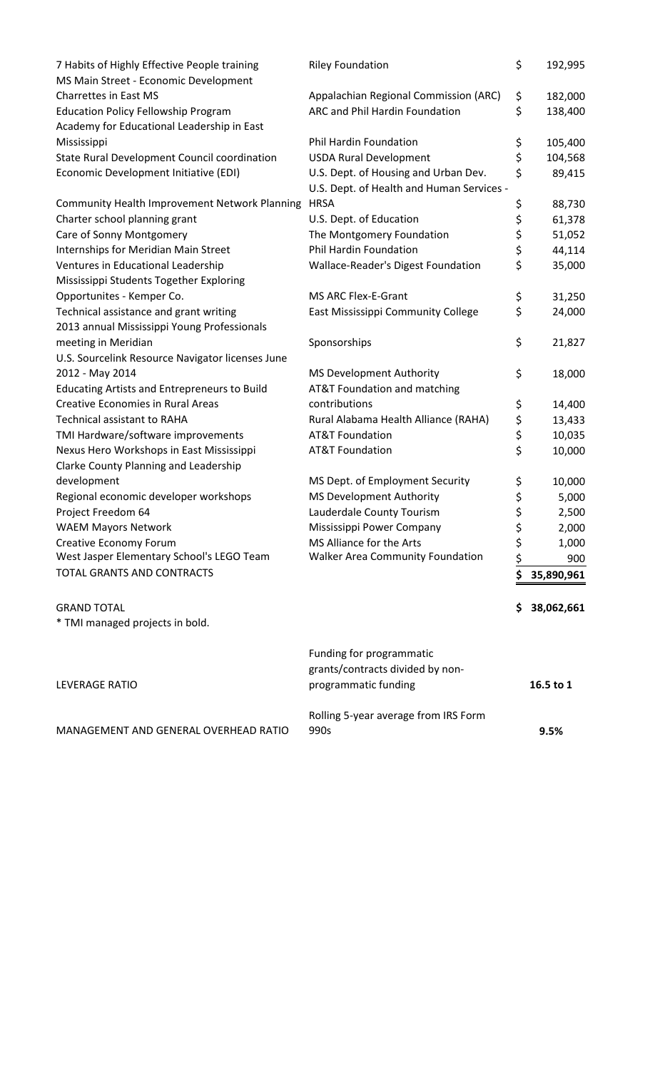| Project | Funder | Amount |
| --- | --- | --- |
| 7 Habits of Highly Effective People training | Riley Foundation | $ 192,995 |
| MS Main Street - Economic Development Charrettes in East MS | Appalachian Regional Commission (ARC) | $ 182,000 |
| Education Policy Fellowship Program | ARC and Phil Hardin Foundation | $ 138,400 |
| Academy for Educational Leadership in East Mississippi | Phil Hardin Foundation | $ 105,400 |
| State Rural Development Council coordination | USDA Rural Development | $ 104,568 |
| Economic Development Initiative (EDI) | U.S. Dept. of Housing and Urban Dev. | $ 89,415 |
| Community Health Improvement Network Planning | U.S. Dept. of Health and Human Services - HRSA | $ 88,730 |
| Charter school planning grant | U.S. Dept. of Education | $ 61,378 |
| Care of Sonny Montgomery | The Montgomery Foundation | $ 51,052 |
| Internships for Meridian Main Street | Phil Hardin Foundation | $ 44,114 |
| Ventures in Educational Leadership | Wallace-Reader's Digest Foundation | $ 35,000 |
| Mississippi Students Together Exploring Opportunites - Kemper Co. | MS ARC Flex-E-Grant | $ 31,250 |
| Technical assistance and grant writing | East Mississippi Community College | $ 24,000 |
| 2013 annual Mississippi Young Professionals meeting in Meridian | Sponsorships | $ 21,827 |
| U.S. Sourcelink Resource Navigator licenses June 2012 - May 2014 | MS Development Authority | $ 18,000 |
| Educating Artists and Entrepreneurs to Build Creative Economies in Rural Areas | AT&T Foundation and matching contributions | $ 14,400 |
| Technical assistant to RAHA | Rural Alabama Health Alliance (RAHA) | $ 13,433 |
| TMI Hardware/software improvements | AT&T Foundation | $ 10,035 |
| Nexus Hero Workshops in East Mississippi | AT&T Foundation | $ 10,000 |
| Clarke County Planning and Leadership development | MS Dept. of Employment Security | $ 10,000 |
| Regional economic developer workshops | MS Development Authority | $ 5,000 |
| Project Freedom 64 | Lauderdale County Tourism | $ 2,500 |
| WAEM Mayors Network | Mississippi Power Company | $ 2,000 |
| Creative Economy Forum | MS Alliance for the Arts | $ 1,000 |
| West Jasper Elementary School's LEGO Team | Walker Area Community Foundation | $ 900 |
| TOTAL GRANTS AND CONTRACTS | | $ 35,890,961 |
| | | |
| GRAND TOTAL | | $ 38,062,661 |

* TMI managed projects in bold.

| | | |
| --- | --- | --- |
| LEVERAGE RATIO | Funding for programmatic grants/contracts divided by non-programmatic funding | 16.5 to 1 |
| MANAGEMENT AND GENERAL OVERHEAD RATIO | Rolling 5-year average from IRS Form 990s | 9.5% |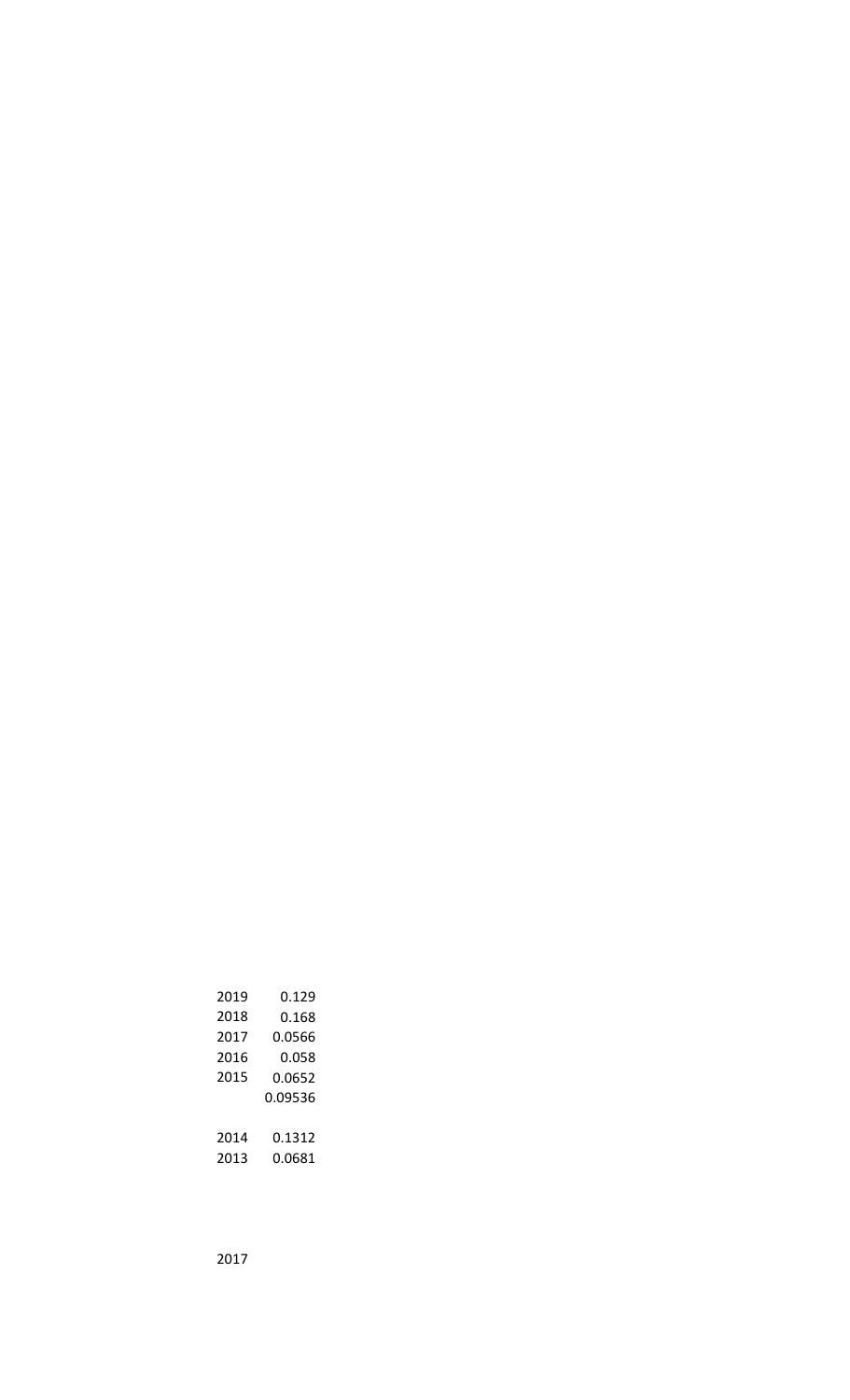| | |
|---|---|
| 2019 | 0.129 |
| 2018 | 0.168 |
| 2017 | 0.0566 |
| 2016 | 0.058 |
| 2015 | 0.0652 |
| | 0.09536 |
| | |
| 2014 | 0.1312 |
| 2013 | 0.0681 |

2017